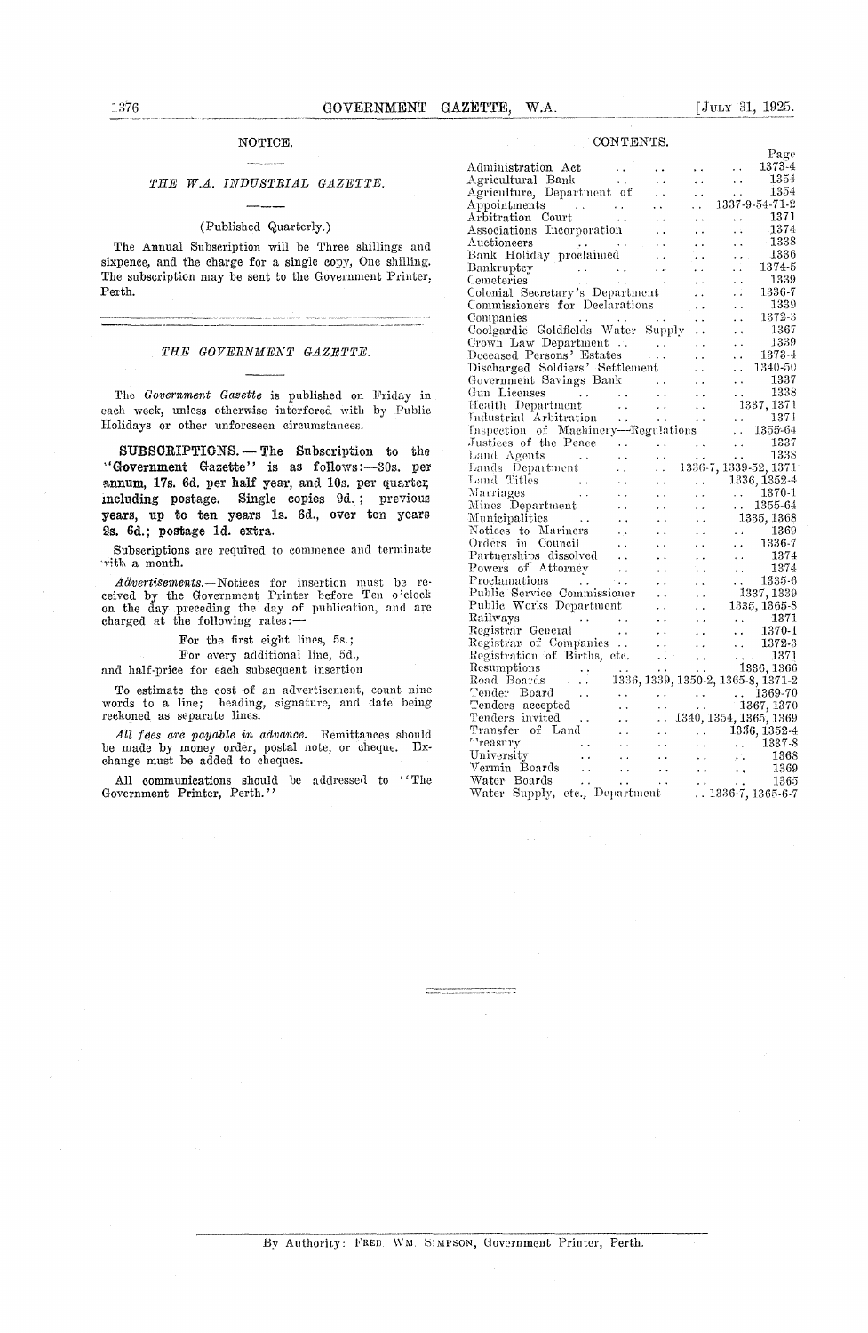## NOTICE.

### *THE W.A. INDUSTRIAL GAZETTE.*

(Published Quarterly.)

The Annual Subscription will be Three shillings and sixpence, and the charge for a single copy, One shilling. The subscription may be sent to the Government Printer, Perth.

---

### *THE GOVERNMENT GAZETTE.*

The *Government Gazette* is published on Friday in each week, unless otherwise interfered with by Public Holidays or other unforeseen circumstances.

**SUBSCRIPTIONS.—The Subscription to the "Government Gazette" is as follows:—30s. per annum, 17s. 6d. per half year, and 10s. per quarter, including postage. Single copies 9d.; previous years, up to ten years 1s. 6d., over ten years 2s. 6d.; postage 1d. extra.**

Subscriptions are required to commence and terminate with a month.

*Advertisements.*—Notices for insertion must be received by the Government Printer before Ten o'clock on the day preceding the day of publication, and are charged at the following rates:—

For the first eight lines, 5s.;
For every additional line, 5d.,

and half-price for each subsequent insertion

To estimate the cost of an advertisement, count nine words to a line; heading, signature, and date being reckoned as separate lines.

*All fees are payable in advance.* Remittances should be made by money order, postal note, or cheque. Exchange must be added to cheques.

All communications should be addressed to "The Government Printer, Perth."

## CONTENTS.

| | Page |
|---|---|
| Administration Act | 1373-4 |
| Agricultural Bank | 1354 |
| Agriculture, Department of | 1354 |
| Appointments | 1337-9-54-71-2 |
| Arbitration Court | 1371 |
| Associations Incorporation | 1374 |
| Auctioneers | 1338 |
| Bank Holiday proclaimed | 1336 |
| Bankruptcy | 1374-5 |
| Cemeteries | 1339 |
| Colonial Secretary's Department | 1336-7 |
| Commissioners for Declarations | 1339 |
| Companies | 1372-3 |
| Coolgardie Goldfields Water Supply | 1367 |
| Crown Law Department | 1339 |
| Deceased Persons' Estates | 1373-4 |
| Discharged Soldiers' Settlement | 1340-50 |
| Government Savings Bank | 1337 |
| Gun Licenses | 1338 |
| Health Department | 1337, 1371 |
| Industrial Arbitration | 1371 |
| Inspection of Machinery—Regulations | 1355-64 |
| Justices of the Peace | 1337 |
| Land Agents | 1338 |
| Lands Department | 1336-7, 1339-52, 1371 |
| Land Titles | 1336, 1352-4 |
| Marriages | 1370-1 |
| Mines Department | 1355-64 |
| Municipalities | 1335, 1368 |
| Notices to Mariners | 1369 |
| Orders in Council | 1336-7 |
| Partnerships dissolved | 1374 |
| Powers of Attorney | 1374 |
| Proclamations | 1335-6 |
| Public Service Commissioner | 1337, 1339 |
| Public Works Department | 1335, 1365-8 |
| Railways | 1371 |
| Registrar General | 1370-1 |
| Registrar of Companies | 1372-3 |
| Registration of Births, etc. | 1371 |
| Resumptions | 1336, 1366 |
| Road Boards | 1336, 1339, 1350-2, 1365-8, 1371-2 |
| Tender Board | 1369-70 |
| Tenders accepted | 1367, 1370 |
| Tenders invited | 1340, 1354, 1365, 1369 |
| Transfer of Land | 1336, 1352-4 |
| Treasury | 1337-8 |
| University | 1368 |
| Vermin Boards | 1369 |
| Water Boards | 1365 |
| Water Supply, etc., Department | 1336-7, 1365-6-7 |

By Authority: FRED. WM. SIMPSON, Government Printer, Perth.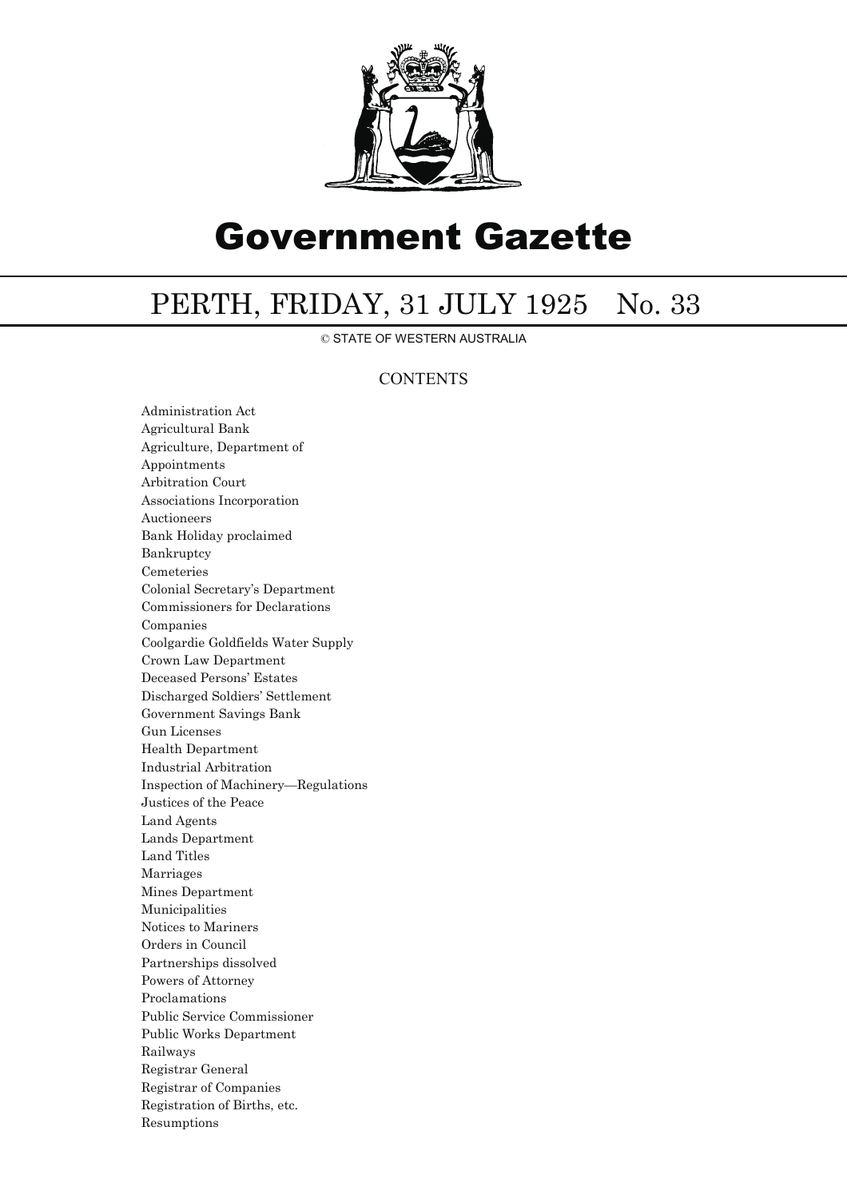# Government Gazette

## PERTH, FRIDAY, 31 JULY 1925 No. 33

© STATE OF WESTERN AUSTRALIA

### CONTENTS

Administration Act
Agricultural Bank
Agriculture, Department of
Appointments
Arbitration Court
Associations Incorporation
Auctioneers
Bank Holiday proclaimed
Bankruptcy
Cemeteries
Colonial Secretary's Department
Commissioners for Declarations
Companies
Coolgardie Goldfields Water Supply
Crown Law Department
Deceased Persons' Estates
Discharged Soldiers' Settlement
Government Savings Bank
Gun Licenses
Health Department
Industrial Arbitration
Inspection of Machinery—Regulations
Justices of the Peace
Land Agents
Lands Department
Land Titles
Marriages
Mines Department
Municipalities
Notices to Mariners
Orders in Council
Partnerships dissolved
Powers of Attorney
Proclamations
Public Service Commissioner
Public Works Department
Railways
Registrar General
Registrar of Companies
Registration of Births, etc.
Resumptions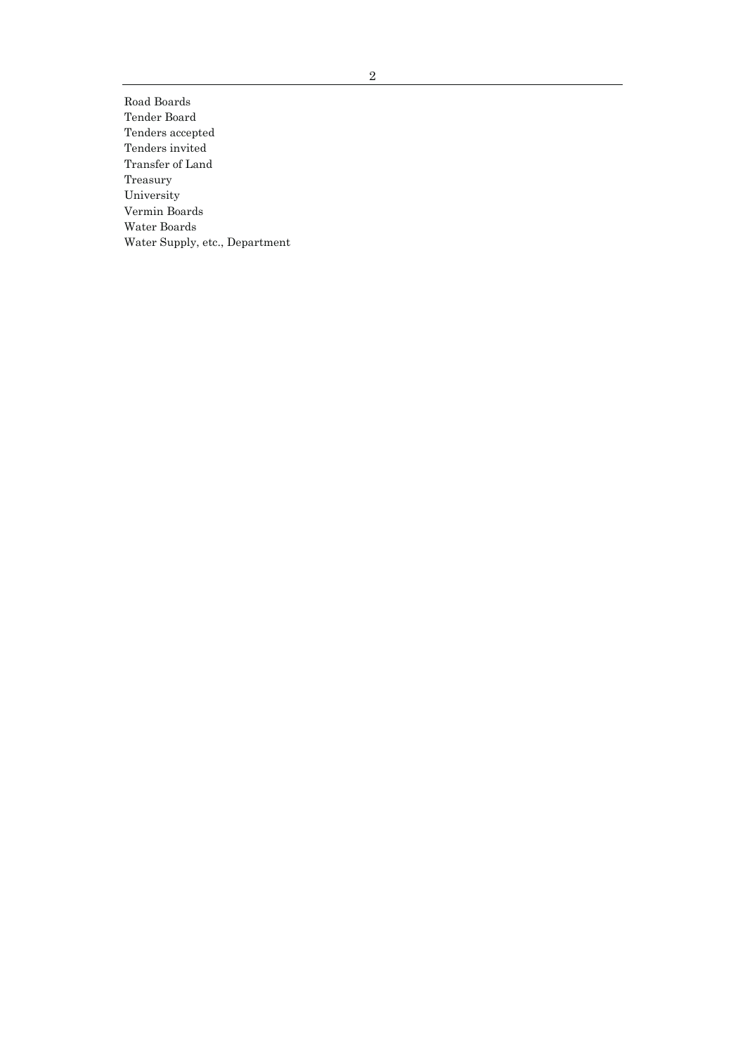Road Boards
Tender Board
Tenders accepted
Tenders invited
Transfer of Land
Treasury
University
Vermin Boards
Water Boards
Water Supply, etc., Department